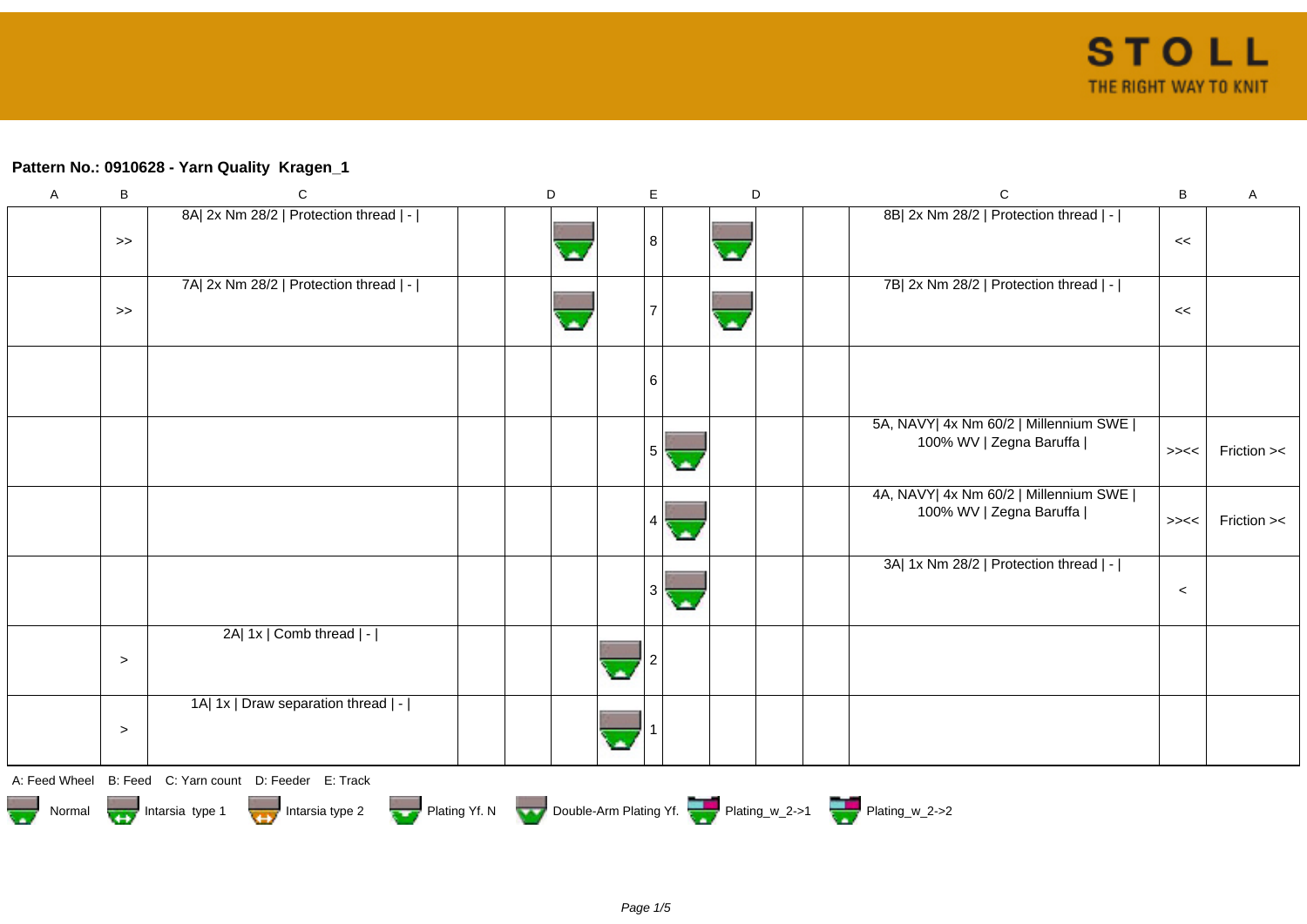## Pattern No.: 0910628 - Yarn Quality Kragen_1

| A | B | C | D | | | | E | | | | | C | B | A |
|---|---|---|---|---|---|---|---|---|---|---|---|---|---|---|
| | >> | 8A\| 2x Nm 28/2 \| Protection thread \| - \| | | | | | 8 | | | | | 8B\| 2x Nm 28/2 \| Protection thread \| - \| | << | |
| | >> | 7A\| 2x Nm 28/2 \| Protection thread \| - \| | | | | | 7 | | | | | 7B\| 2x Nm 28/2 \| Protection thread \| - \| | << | |
| | | | | | | | 6 | | | | | | | |
| | | | | | | | 5 | | | | | 5A, NAVY\| 4x Nm 60/2 \| Millennium SWE \| 100% WV \| Zegna Baruffa \| | >><< | Friction >< |
| | | | | | | | 4 | | | | | 4A, NAVY\| 4x Nm 60/2 \| Millennium SWE \| 100% WV \| Zegna Baruffa \| | >><< | Friction >< |
| | | | | | | | 3 | | | | | 3A\| 1x Nm 28/2 \| Protection thread \| - \| | < | |
| | > | 2A\| 1x \| Comb thread \| - \| | | | | | 2 | | | | | | | |
| | > | 1A\| 1x \| Draw separation thread \| - \| | | | | | 1 | | | | | | | |

A: Feed Wheel B: Feed C: Yarn count D: Feeder E: Track

Normal Intarsia type 1 Intarsia type 2 Plating Yf. N Double-Arm Plating Yf. Plating_w_2->1 Plating_w_2->2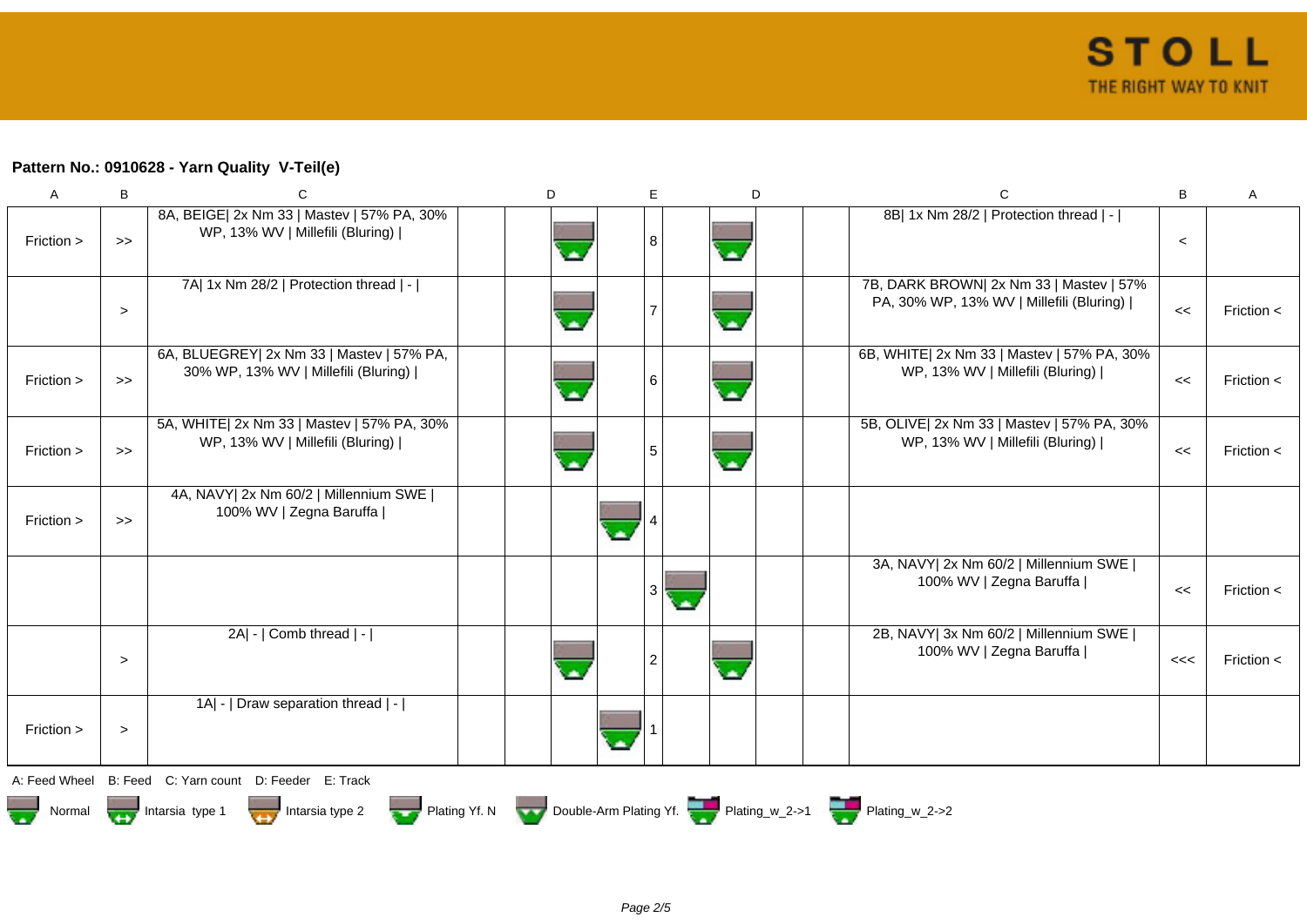**Pattern No.: 0910628 - Yarn Quality V-Teil(e)**

| A | B | C | D | | | | E | | | | D | C | B | A |
|---|---|---|---|---|---|---|---|---|---|---|---|---|---|---|
| Friction > | >> | 8A, BEIGE\| 2x Nm 33 \| Mastev \| 57% PA, 30% WP, 13% WV \| Millefili (Bluring) \| | | | | | 8 | | | | | 8B\| 1x Nm 28/2 \| Protection thread \| - \| | < | |
| | > | 7A\| 1x Nm 28/2 \| Protection thread \| - \| | | | | | 7 | | | | | 7B, DARK BROWN\| 2x Nm 33 \| Mastev \| 57% PA, 30% WP, 13% WV \| Millefili (Bluring) \| | << | Friction < |
| Friction > | >> | 6A, BLUEGREY\| 2x Nm 33 \| Mastev \| 57% PA, 30% WP, 13% WV \| Millefili (Bluring) \| | | | | | 6 | | | | | 6B, WHITE\| 2x Nm 33 \| Mastev \| 57% PA, 30% WP, 13% WV \| Millefili (Bluring) \| | << | Friction < |
| Friction > | >> | 5A, WHITE\| 2x Nm 33 \| Mastev \| 57% PA, 30% WP, 13% WV \| Millefili (Bluring) \| | | | | | 5 | | | | | 5B, OLIVE\| 2x Nm 33 \| Mastev \| 57% PA, 30% WP, 13% WV \| Millefili (Bluring) \| | << | Friction < |
| Friction > | >> | 4A, NAVY\| 2x Nm 60/2 \| Millennium SWE \| 100% WV \| Zegna Baruffa \| | | | | | 4 | | | | | | | |
| | | | | | | | 3 | | | | | 3A, NAVY\| 2x Nm 60/2 \| Millennium SWE \| 100% WV \| Zegna Baruffa \| | << | Friction < |
| | > | 2A\| - \| Comb thread \| - \| | | | | | 2 | | | | | 2B, NAVY\| 3x Nm 60/2 \| Millennium SWE \| 100% WV \| Zegna Baruffa \| | <<< | Friction < |
| Friction > | > | 1A\| - \| Draw separation thread \| - \| | | | | | 1 | | | | | | | |

A: Feed Wheel B: Feed C: Yarn count D: Feeder E: Track

Normal Intarsia type 1 Intarsia type 2 Plating Yf. N Double-Arm Plating Yf. Plating_w_2->1 Plating_w_2->2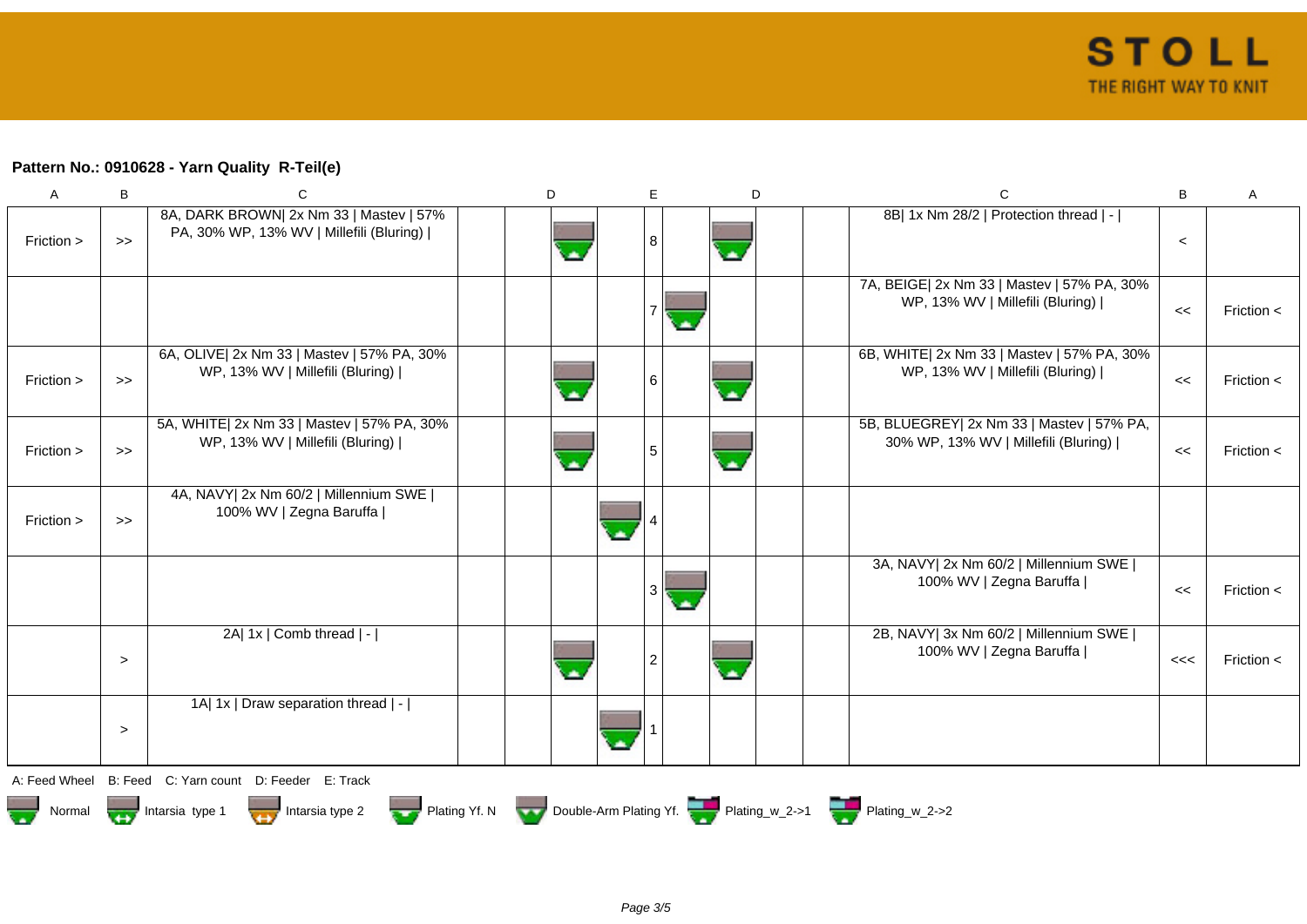**Pattern No.: 0910628 - Yarn Quality  R-Teil(e)**

| A | B | C | | D | | | E | | D | | C | B | A |
|---|---|---|---|---|---|---|---|---|---|---|---|---|---|
| Friction > | >> | 8A, DARK BROWN\| 2x Nm 33 \| Mastev \| 57% PA, 30% WP, 13% WV \| Millefili (Bluring) \| | | | | | 8 | | | | 8B\| 1x Nm 28/2 \| Protection thread \| - \| | < | |
| | | | | | | | 7 | | | | 7A, BEIGE\| 2x Nm 33 \| Mastev \| 57% PA, 30% WP, 13% WV \| Millefili (Bluring) \| | << | Friction < |
| Friction > | >> | 6A, OLIVE\| 2x Nm 33 \| Mastev \| 57% PA, 30% WP, 13% WV \| Millefili (Bluring) \| | | | | | 6 | | | | 6B, WHITE\| 2x Nm 33 \| Mastev \| 57% PA, 30% WP, 13% WV \| Millefili (Bluring) \| | << | Friction < |
| Friction > | >> | 5A, WHITE\| 2x Nm 33 \| Mastev \| 57% PA, 30% WP, 13% WV \| Millefili (Bluring) \| | | | | | 5 | | | | 5B, BLUEGREY\| 2x Nm 33 \| Mastev \| 57% PA, 30% WP, 13% WV \| Millefili (Bluring) \| | << | Friction < |
| Friction > | >> | 4A, NAVY\| 2x Nm 60/2 \| Millennium SWE \| 100% WV \| Zegna Baruffa \| | | | | | 4 | | | | | | |
| | | | | | | | 3 | | | | 3A, NAVY\| 2x Nm 60/2 \| Millennium SWE \| 100% WV \| Zegna Baruffa \| | << | Friction < |
| | > | 2A\| 1x \| Comb thread \| - \| | | | | | 2 | | | | 2B, NAVY\| 3x Nm 60/2 \| Millennium SWE \| 100% WV \| Zegna Baruffa \| | <<< | Friction < |
| | > | 1A\| 1x \| Draw separation thread \| - \| | | | | | 1 | | | | | | |

A: Feed Wheel B: Feed C: Yarn count D: Feeder E: Track

Normal   Intarsia type 1   Intarsia type 2   Plating Yf. N   Double-Arm Plating Yf.   Plating_w_2->1   Plating_w_2->2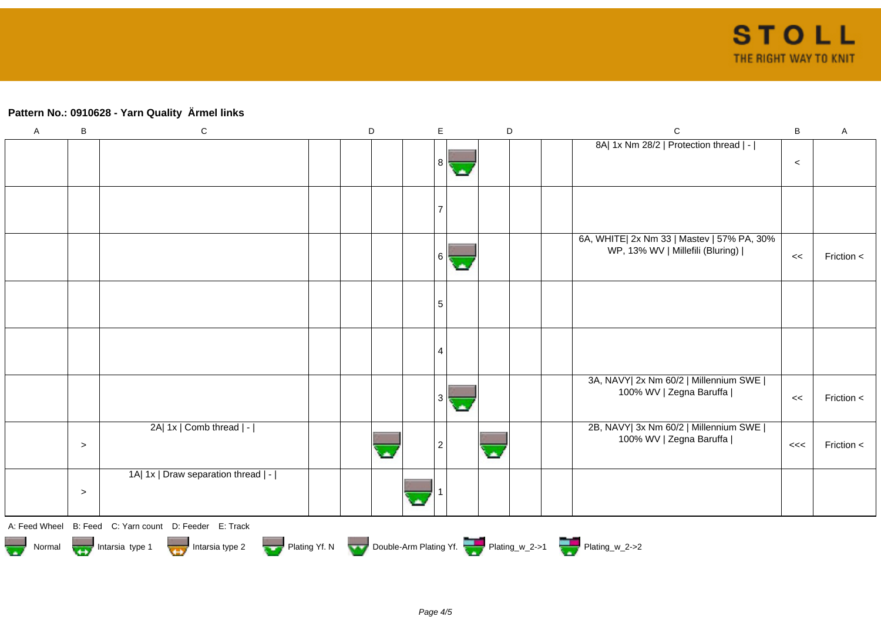## Pattern No.: 0910628 - Yarn Quality  Ärmel links

| A | B | C | D | D | D | D | E | D | D | D | D | C | B | A |
|---|---|---|---|---|---|---|---|---|---|---|---|---|---|---|
| | | | | | | | 8 | | | | | 8A\| 1x Nm 28/2 \| Protection thread \| - \| | < | |
| | | | | | | | 7 | | | | | | | |
| | | | | | | | 6 | | | | | 6A, WHITE\| 2x Nm 33 \| Mastev \| 57% PA, 30% WP, 13% WV \| Millefili (Bluring) \| | << | Friction < |
| | | | | | | | 5 | | | | | | | |
| | | | | | | | 4 | | | | | | | |
| | | | | | | | 3 | | | | | 3A, NAVY\| 2x Nm 60/2 \| Millennium SWE \| 100% WV \| Zegna Baruffa \| | << | Friction < |
| | > | 2A\| 1x \| Comb thread \| - \| | | | | | 2 | | | | | 2B, NAVY\| 3x Nm 60/2 \| Millennium SWE \| 100% WV \| Zegna Baruffa \| | <<< | Friction < |
| | > | 1A\| 1x \| Draw separation thread \| - \| | | | | | 1 | | | | | | | |

A: Feed Wheel   B: Feed   C: Yarn count   D: Feeder   E: Track

Normal   Intarsia type 1   Intarsia type 2   Plating Yf. N   Double-Arm Plating Yf.   Plating_w_2->1   Plating_w_2->2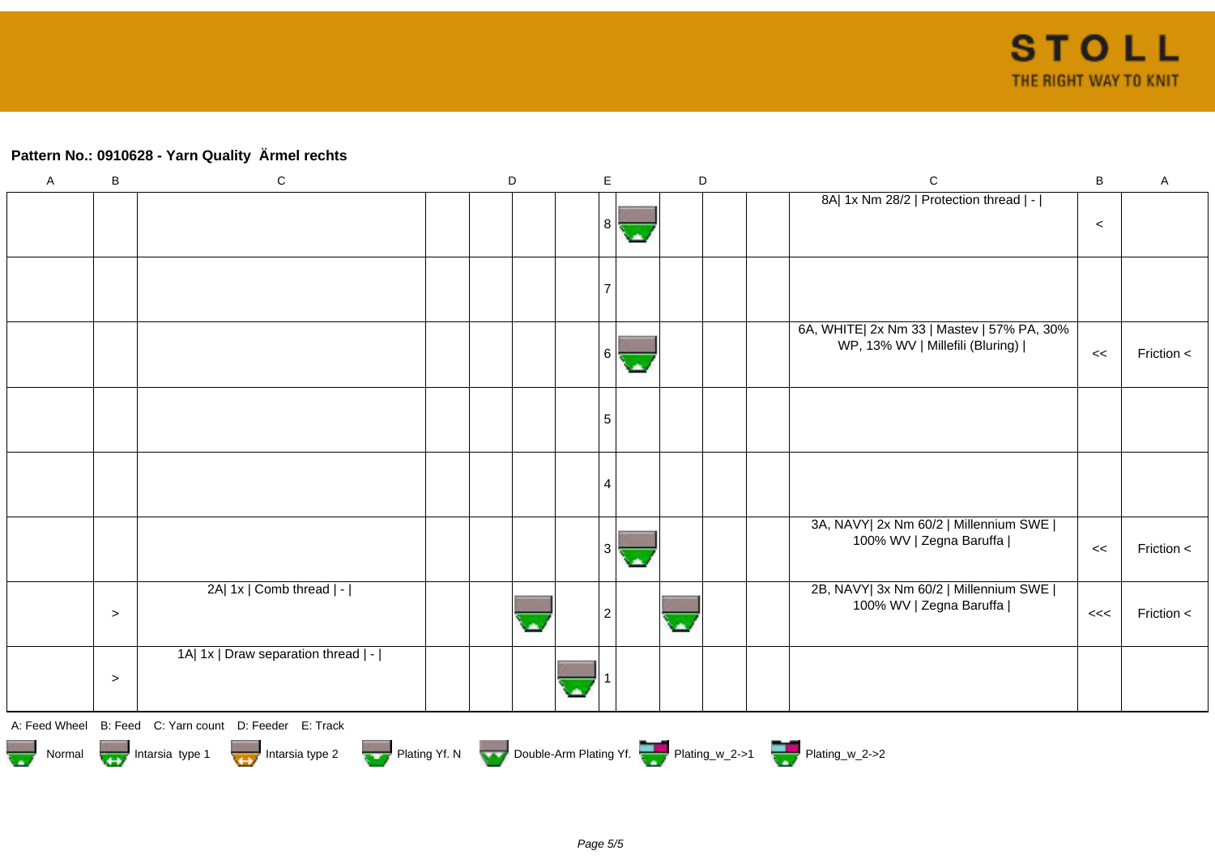**Pattern No.: 0910628 - Yarn Quality  Ärmel rechts**

| A | B | C | D | D | D | D | E | D | D | D | D | C | B | A |
|---|---|---|---|---|---|---|---|---|---|---|---|---|---|---|
| | | | | | | | 8 | | | | | 8A\| 1x Nm 28/2 \| Protection thread \| - \| | < | |
| | | | | | | | 7 | | | | | | | |
| | | | | | | | 6 | | | | | 6A, WHITE\| 2x Nm 33 \| Mastev \| 57% PA, 30% WP, 13% WV \| Millefili (Bluring) \| | << | Friction < |
| | | | | | | | 5 | | | | | | | |
| | | | | | | | 4 | | | | | | | |
| | | | | | | | 3 | | | | | 3A, NAVY\| 2x Nm 60/2 \| Millennium SWE \| 100% WV \| Zegna Baruffa \| | << | Friction < |
| | > | 2A\| 1x \| Comb thread \| - \| | | | | | 2 | | | | | 2B, NAVY\| 3x Nm 60/2 \| Millennium SWE \| 100% WV \| Zegna Baruffa \| | <<< | Friction < |
| | > | 1A\| 1x \| Draw separation thread \| - \| | | | | | 1 | | | | | | | |

A: Feed Wheel  B: Feed  C: Yarn count  D: Feeder  E: Track

Normal  Intarsia type 1  Intarsia type 2  Plating Yf. N  Double-Arm Plating Yf.  Plating_w_2->1  Plating_w_2->2